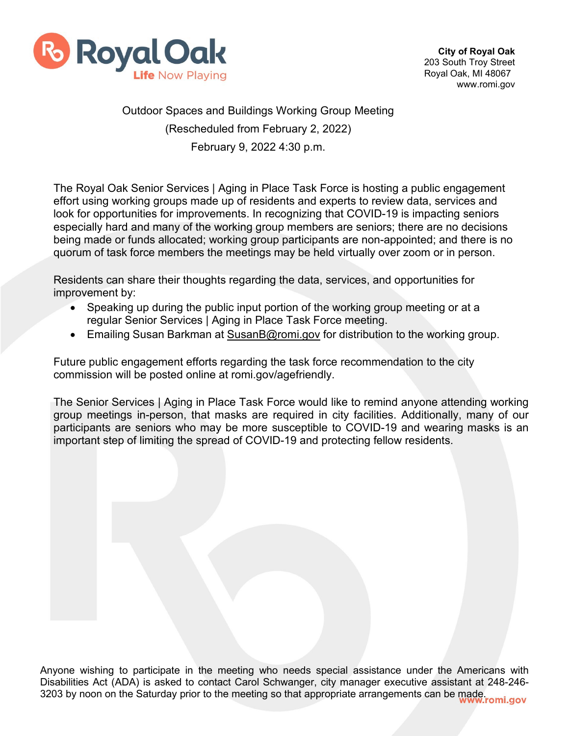Royal Oak
Life Now Playing

**City of Royal Oak**
203 South Troy Street
Royal Oak, MI 48067
www.romi.gov

Outdoor Spaces and Buildings Working Group Meeting
(Rescheduled from February 2, 2022)
February 9, 2022 4:30 p.m.

The Royal Oak Senior Services | Aging in Place Task Force is hosting a public engagement effort using working groups made up of residents and experts to review data, services and look for opportunities for improvements. In recognizing that COVID-19 is impacting seniors especially hard and many of the working group members are seniors; there are no decisions being made or funds allocated; working group participants are non-appointed; and there is no quorum of task force members the meetings may be held virtually over zoom or in person.

Residents can share their thoughts regarding the data, services, and opportunities for improvement by:

- Speaking up during the public input portion of the working group meeting or at a regular Senior Services | Aging in Place Task Force meeting.
- Emailing Susan Barkman at SusanB@romi.gov for distribution to the working group.

Future public engagement efforts regarding the task force recommendation to the city commission will be posted online at romi.gov/agefriendly.

The Senior Services | Aging in Place Task Force would like to remind anyone attending working group meetings in-person, that masks are required in city facilities. Additionally, many of our participants are seniors who may be more susceptible to COVID-19 and wearing masks is an important step of limiting the spread of COVID-19 and protecting fellow residents.

Anyone wishing to participate in the meeting who needs special assistance under the Americans with Disabilities Act (ADA) is asked to contact Carol Schwanger, city manager executive assistant at 248-246-3203 by noon on the Saturday prior to the meeting so that appropriate arrangements can be made.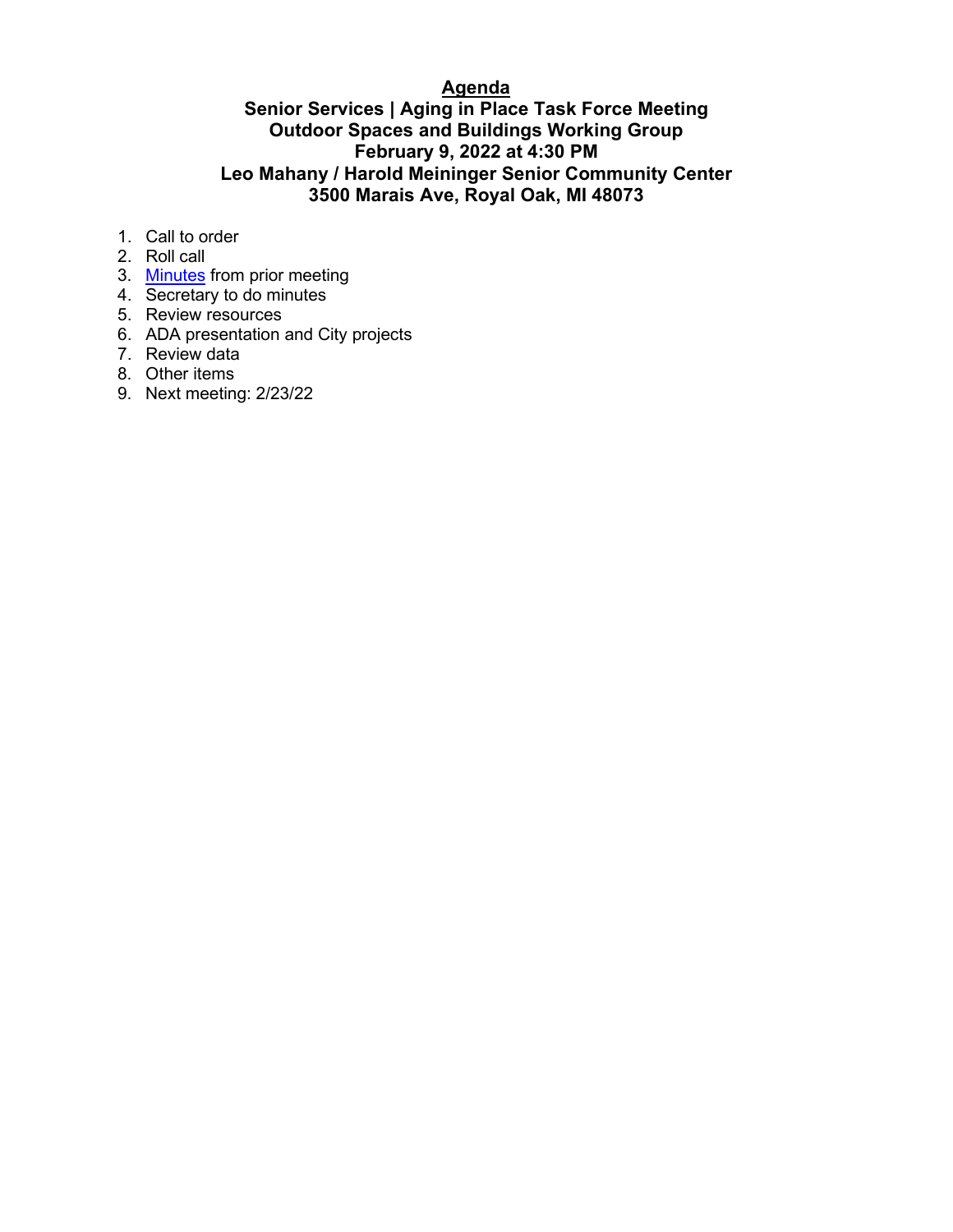# Agenda

**Senior Services | Aging in Place Task Force Meeting**
**Outdoor Spaces and Buildings Working Group**
**February 9, 2022 at 4:30 PM**
**Leo Mahany / Harold Meininger Senior Community Center**
**3500 Marais Ave, Royal Oak, MI 48073**

1. Call to order
2. Roll call
3. Minutes from prior meeting
4. Secretary to do minutes
5. Review resources
6. ADA presentation and City projects
7. Review data
8. Other items
9. Next meeting: 2/23/22